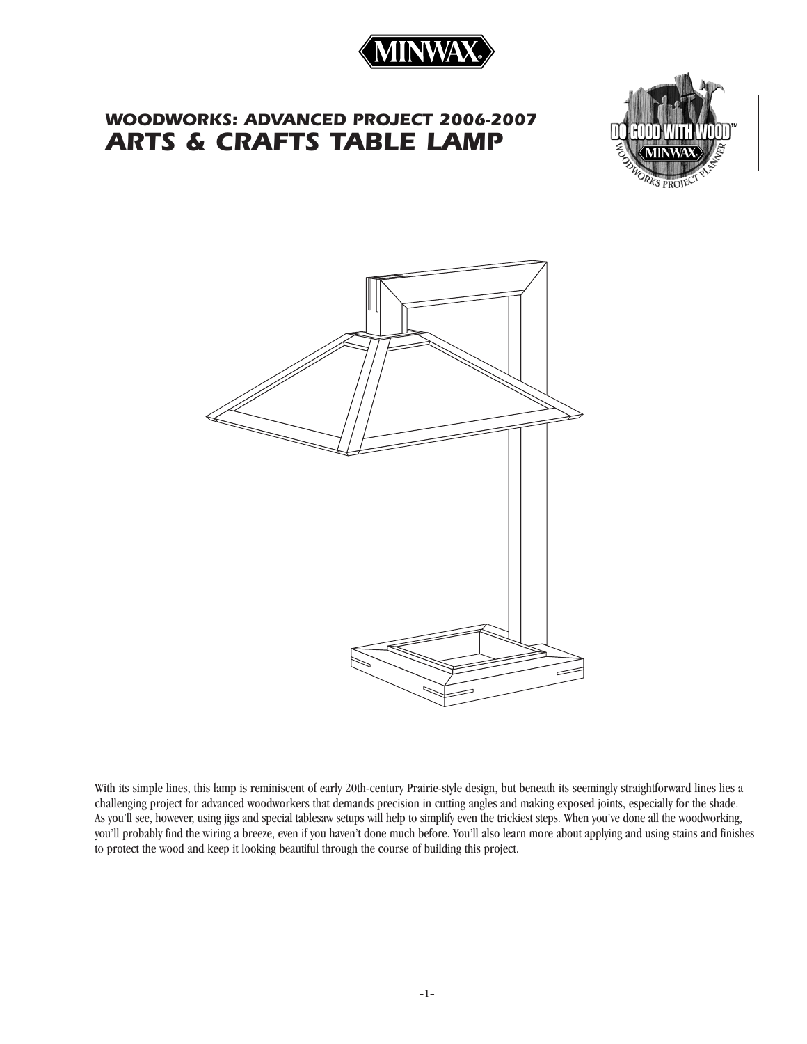# WOODWORKS: ADVANCED PROJECT 2006-2007
# ARTS & CRAFTS TABLE LAMP

With its simple lines, this lamp is reminiscent of early 20th-century Prairie-style design, but beneath its seemingly straightforward lines lies a challenging project for advanced woodworkers that demands precision in cutting angles and making exposed joints, especially for the shade. As you'll see, however, using jigs and special tablesaw setups will help to simplify even the trickiest steps. When you've done all the woodworking, you'll probably find the wiring a breeze, even if you haven't done much before. You'll also learn more about applying and using stains and finishes to protect the wood and keep it looking beautiful through the course of building this project.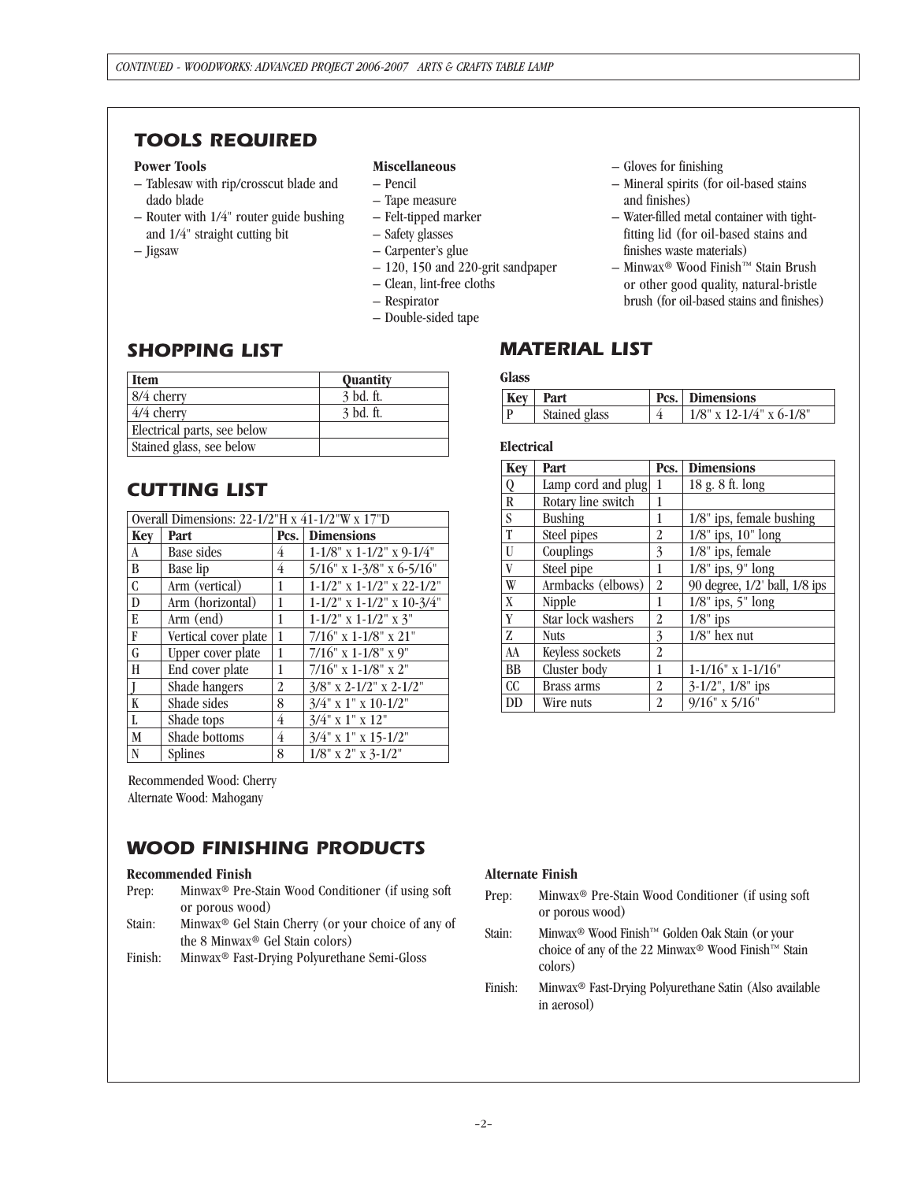## TOOLS REQUIRED

**Power Tools**
- Tablesaw with rip/crosscut blade and dado blade
- Router with 1/4" router guide bushing and 1/4" straight cutting bit
- Jigsaw

**Miscellaneous**
- Pencil
- Tape measure
- Felt-tipped marker
- Safety glasses
- Carpenter's glue
- 120, 150 and 220-grit sandpaper
- Clean, lint-free cloths
- Respirator
- Double-sided tape
- Gloves for finishing
- Mineral spirits (for oil-based stains and finishes)
- Water-filled metal container with tight-fitting lid (for oil-based stains and finishes waste materials)
- Minwax® Wood Finish™ Stain Brush or other good quality, natural-bristle brush (for oil-based stains and finishes)

## SHOPPING LIST

| Item | Quantity |
|---|---|
| 8/4 cherry | 3 bd. ft. |
| 4/4 cherry | 3 bd. ft. |
| Electrical parts, see below | |
| Stained glass, see below | |

## CUTTING LIST

| Overall Dimensions: 22-1/2"H x 41-1/2"W x 17"D | | | |
|---|---|---|---|
| **Key** | **Part** | **Pcs.** | **Dimensions** |
| A | Base sides | 4 | 1-1/8" x 1-1/2" x 9-1/4" |
| B | Base lip | 4 | 5/16" x 1-3/8" x 6-5/16" |
| C | Arm (vertical) | 1 | 1-1/2" x 1-1/2" x 22-1/2" |
| D | Arm (horizontal) | 1 | 1-1/2" x 1-1/2" x 10-3/4" |
| E | Arm (end) | 1 | 1-1/2" x 1-1/2" x 3" |
| F | Vertical cover plate | 1 | 7/16" x 1-1/8" x 21" |
| G | Upper cover plate | 1 | 7/16" x 1-1/8" x 9" |
| H | End cover plate | 1 | 7/16" x 1-1/8" x 2" |
| J | Shade hangers | 2 | 3/8" x 2-1/2" x 2-1/2" |
| K | Shade sides | 8 | 3/4" x 1" x 10-1/2" |
| L | Shade tops | 4 | 3/4" x 1" x 12" |
| M | Shade bottoms | 4 | 3/4" x 1" x 15-1/2" |
| N | Splines | 8 | 1/8" x 2" x 3-1/2" |

Recommended Wood: Cherry
Alternate Wood: Mahogany

## MATERIAL LIST

**Glass**

| Key | Part | Pcs. | Dimensions |
|---|---|---|---|
| P | Stained glass | 4 | 1/8" x 12-1/4" x 6-1/8" |

**Electrical**

| Key | Part | Pcs. | Dimensions |
|---|---|---|---|
| Q | Lamp cord and plug | 1 | 18 g. 8 ft. long |
| R | Rotary line switch | 1 | |
| S | Bushing | 1 | 1/8" ips, female bushing |
| T | Steel pipes | 2 | 1/8" ips, 10" long |
| U | Couplings | 3 | 1/8" ips, female |
| V | Steel pipe | 1 | 1/8" ips, 9" long |
| W | Armbacks (elbows) | 2 | 90 degree, 1/2' ball, 1/8 ips |
| X | Nipple | 1 | 1/8" ips, 5" long |
| Y | Star lock washers | 2 | 1/8" ips |
| Z | Nuts | 3 | 1/8" hex nut |
| AA | Keyless sockets | 2 | |
| BB | Cluster body | 1 | 1-1/16" x 1-1/16" |
| CC | Brass arms | 2 | 3-1/2", 1/8" ips |
| DD | Wire nuts | 2 | 9/16" x 5/16" |

## WOOD FINISHING PRODUCTS

**Recommended Finish**

Prep: Minwax® Pre-Stain Wood Conditioner (if using soft or porous wood)

Stain: Minwax® Gel Stain Cherry (or your choice of any of the 8 Minwax® Gel Stain colors)

Finish: Minwax® Fast-Drying Polyurethane Semi-Gloss

**Alternate Finish**

Prep: Minwax® Pre-Stain Wood Conditioner (if using soft or porous wood)

Stain: Minwax® Wood Finish™ Golden Oak Stain (or your choice of any of the 22 Minwax® Wood Finish™ Stain colors)

Finish: Minwax® Fast-Drying Polyurethane Satin (Also available in aerosol)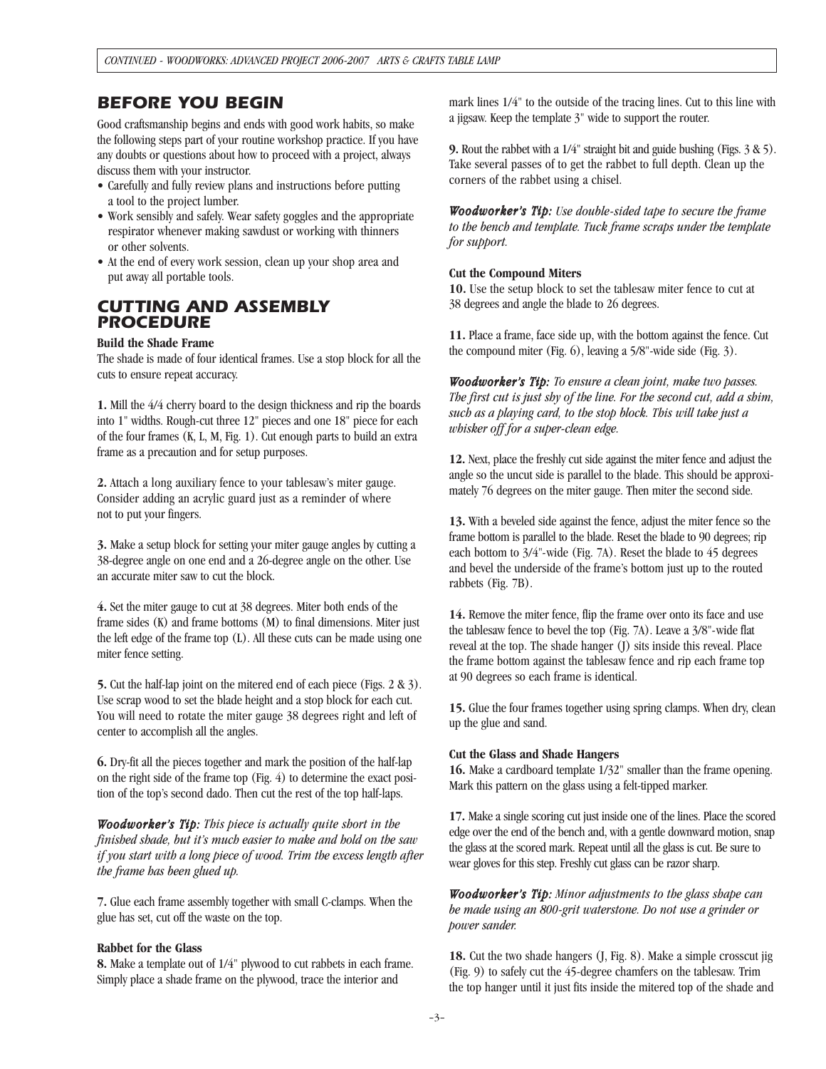## BEFORE YOU BEGIN

Good craftsmanship begins and ends with good work habits, so make the following steps part of your routine workshop practice. If you have any doubts or questions about how to proceed with a project, always discuss them with your instructor.

- Carefully and fully review plans and instructions before putting a tool to the project lumber.
- Work sensibly and safely. Wear safety goggles and the appropriate respirator whenever making sawdust or working with thinners or other solvents.
- At the end of every work session, clean up your shop area and put away all portable tools.

## CUTTING AND ASSEMBLY PROCEDURE

**Build the Shade Frame**

The shade is made of four identical frames. Use a stop block for all the cuts to ensure repeat accuracy.

**1.** Mill the 4/4 cherry board to the design thickness and rip the boards into 1" widths. Rough-cut three 12" pieces and one 18" piece for each of the four frames (K, L, M, Fig. 1). Cut enough parts to build an extra frame as a precaution and for setup purposes.

**2.** Attach a long auxiliary fence to your tablesaw's miter gauge. Consider adding an acrylic guard just as a reminder of where not to put your fingers.

**3.** Make a setup block for setting your miter gauge angles by cutting a 38-degree angle on one end and a 26-degree angle on the other. Use an accurate miter saw to cut the block.

**4.** Set the miter gauge to cut at 38 degrees. Miter both ends of the frame sides (K) and frame bottoms (M) to final dimensions. Miter just the left edge of the frame top (L). All these cuts can be made using one miter fence setting.

**5.** Cut the half-lap joint on the mitered end of each piece (Figs. 2 & 3). Use scrap wood to set the blade height and a stop block for each cut. You will need to rotate the miter gauge 38 degrees right and left of center to accomplish all the angles.

**6.** Dry-fit all the pieces together and mark the position of the half-lap on the right side of the frame top (Fig. 4) to determine the exact position of the top's second dado. Then cut the rest of the top half-laps.

***Woodworker's Tip:*** *This piece is actually quite short in the finished shade, but it's much easier to make and hold on the saw if you start with a long piece of wood. Trim the excess length after the frame has been glued up.*

**7.** Glue each frame assembly together with small C-clamps. When the glue has set, cut off the waste on the top.

**Rabbet for the Glass**

**8.** Make a template out of 1/4" plywood to cut rabbets in each frame. Simply place a shade frame on the plywood, trace the interior and mark lines 1/4" to the outside of the tracing lines. Cut to this line with a jigsaw. Keep the template 3" wide to support the router.

**9.** Rout the rabbet with a 1/4" straight bit and guide bushing (Figs. 3 & 5). Take several passes of to get the rabbet to full depth. Clean up the corners of the rabbet using a chisel.

***Woodworker's Tip:*** *Use double-sided tape to secure the frame to the bench and template. Tuck frame scraps under the template for support.*

**Cut the Compound Miters**

**10.** Use the setup block to set the tablesaw miter fence to cut at 38 degrees and angle the blade to 26 degrees.

**11.** Place a frame, face side up, with the bottom against the fence. Cut the compound miter (Fig. 6), leaving a 5/8"-wide side (Fig. 3).

***Woodworker's Tip:*** *To ensure a clean joint, make two passes. The first cut is just shy of the line. For the second cut, add a shim, such as a playing card, to the stop block. This will take just a whisker off for a super-clean edge.*

**12.** Next, place the freshly cut side against the miter fence and adjust the angle so the uncut side is parallel to the blade. This should be approximately 76 degrees on the miter gauge. Then miter the second side.

**13.** With a beveled side against the fence, adjust the miter fence so the frame bottom is parallel to the blade. Reset the blade to 90 degrees; rip each bottom to 3/4"-wide (Fig. 7A). Reset the blade to 45 degrees and bevel the underside of the frame's bottom just up to the routed rabbets (Fig. 7B).

**14.** Remove the miter fence, flip the frame over onto its face and use the tablesaw fence to bevel the top (Fig. 7A). Leave a 3/8"-wide flat reveal at the top. The shade hanger (J) sits inside this reveal. Place the frame bottom against the tablesaw fence and rip each frame top at 90 degrees so each frame is identical.

**15.** Glue the four frames together using spring clamps. When dry, clean up the glue and sand.

**Cut the Glass and Shade Hangers**

**16.** Make a cardboard template 1/32" smaller than the frame opening. Mark this pattern on the glass using a felt-tipped marker.

**17.** Make a single scoring cut just inside one of the lines. Place the scored edge over the end of the bench and, with a gentle downward motion, snap the glass at the scored mark. Repeat until all the glass is cut. Be sure to wear gloves for this step. Freshly cut glass can be razor sharp.

***Woodworker's Tip:*** *Minor adjustments to the glass shape can be made using an 800-grit waterstone. Do not use a grinder or power sander.*

**18.** Cut the two shade hangers (J, Fig. 8). Make a simple crosscut jig (Fig. 9) to safely cut the 45-degree chamfers on the tablesaw. Trim the top hanger until it just fits inside the mitered top of the shade and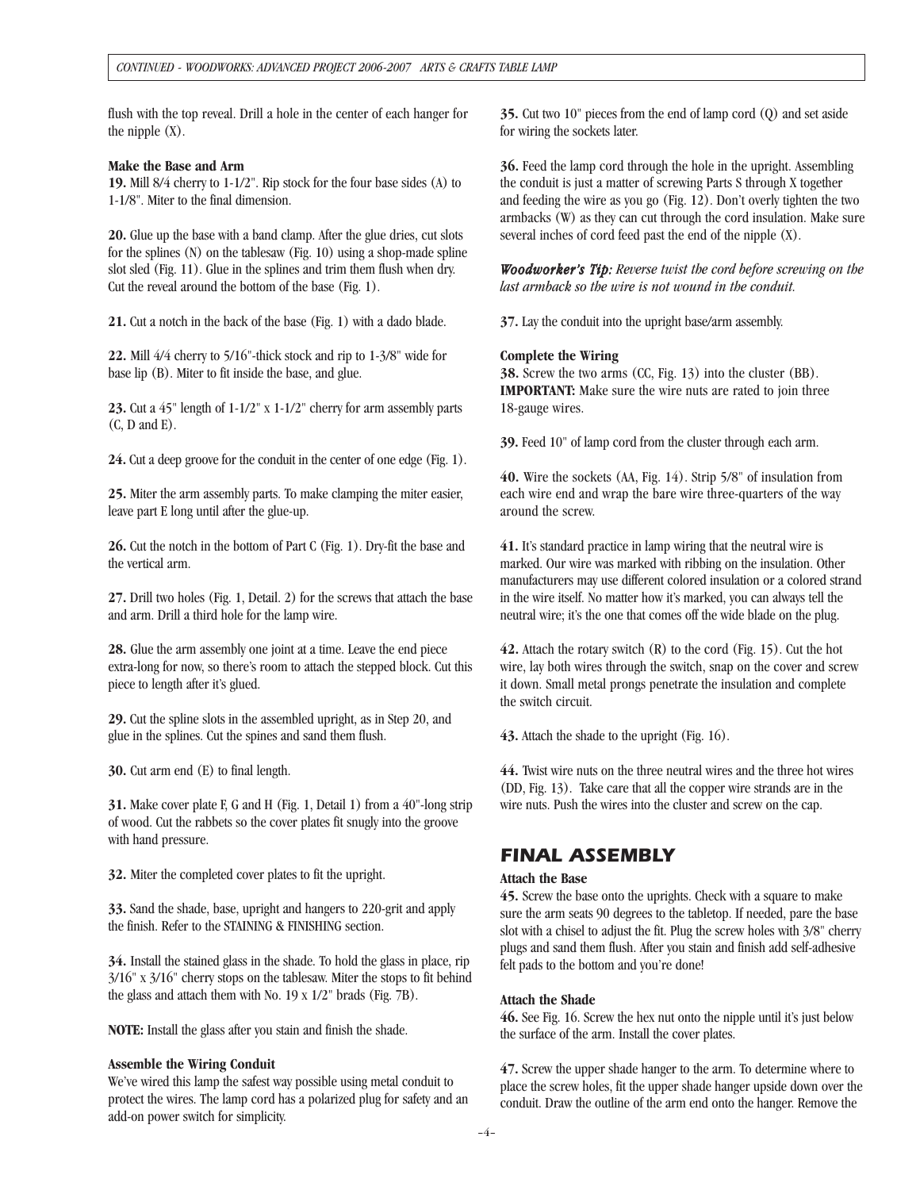flush with the top reveal. Drill a hole in the center of each hanger for the nipple (X).

**Make the Base and Arm**

**19.** Mill 8/4 cherry to 1-1/2". Rip stock for the four base sides (A) to 1-1/8". Miter to the final dimension.

**20.** Glue up the base with a band clamp. After the glue dries, cut slots for the splines (N) on the tablesaw (Fig. 10) using a shop-made spline slot sled (Fig. 11). Glue in the splines and trim them flush when dry. Cut the reveal around the bottom of the base (Fig. 1).

**21.** Cut a notch in the back of the base (Fig. 1) with a dado blade.

**22.** Mill 4/4 cherry to 5/16"-thick stock and rip to 1-3/8" wide for base lip (B). Miter to fit inside the base, and glue.

**23.** Cut a 45" length of 1-1/2" x 1-1/2" cherry for arm assembly parts (C, D and E).

**24.** Cut a deep groove for the conduit in the center of one edge (Fig. 1).

**25.** Miter the arm assembly parts. To make clamping the miter easier, leave part E long until after the glue-up.

**26.** Cut the notch in the bottom of Part C (Fig. 1). Dry-fit the base and the vertical arm.

**27.** Drill two holes (Fig. 1, Detail. 2) for the screws that attach the base and arm. Drill a third hole for the lamp wire.

**28.** Glue the arm assembly one joint at a time. Leave the end piece extra-long for now, so there's room to attach the stepped block. Cut this piece to length after it's glued.

**29.** Cut the spline slots in the assembled upright, as in Step 20, and glue in the splines. Cut the spines and sand them flush.

**30.** Cut arm end (E) to final length.

**31.** Make cover plate F, G and H (Fig. 1, Detail 1) from a 40"-long strip of wood. Cut the rabbets so the cover plates fit snugly into the groove with hand pressure.

**32.** Miter the completed cover plates to fit the upright.

**33.** Sand the shade, base, upright and hangers to 220-grit and apply the finish. Refer to the STAINING & FINISHING section.

**34.** Install the stained glass in the shade. To hold the glass in place, rip 3/16" x 3/16" cherry stops on the tablesaw. Miter the stops to fit behind the glass and attach them with No. 19 x 1/2" brads (Fig. 7B).

**NOTE:** Install the glass after you stain and finish the shade.

**Assemble the Wiring Conduit**

We've wired this lamp the safest way possible using metal conduit to protect the wires. The lamp cord has a polarized plug for safety and an add-on power switch for simplicity.

**35.** Cut two 10" pieces from the end of lamp cord (Q) and set aside for wiring the sockets later.

**36.** Feed the lamp cord through the hole in the upright. Assembling the conduit is just a matter of screwing Parts S through X together and feeding the wire as you go (Fig. 12). Don't overly tighten the two armbacks (W) as they can cut through the cord insulation. Make sure several inches of cord feed past the end of the nipple (X).

***Woodworker's Tip:*** *Reverse twist the cord before screwing on the last armback so the wire is not wound in the conduit.*

**37.** Lay the conduit into the upright base/arm assembly.

**Complete the Wiring**

**38.** Screw the two arms (CC, Fig. 13) into the cluster (BB). **IMPORTANT:** Make sure the wire nuts are rated to join three 18-gauge wires.

**39.** Feed 10" of lamp cord from the cluster through each arm.

**40.** Wire the sockets (AA, Fig. 14). Strip 5/8" of insulation from each wire end and wrap the bare wire three-quarters of the way around the screw.

**41.** It's standard practice in lamp wiring that the neutral wire is marked. Our wire was marked with ribbing on the insulation. Other manufacturers may use different colored insulation or a colored strand in the wire itself. No matter how it's marked, you can always tell the neutral wire; it's the one that comes off the wide blade on the plug.

**42.** Attach the rotary switch (R) to the cord (Fig. 15). Cut the hot wire, lay both wires through the switch, snap on the cover and screw it down. Small metal prongs penetrate the insulation and complete the switch circuit.

**43.** Attach the shade to the upright (Fig. 16).

**44.** Twist wire nuts on the three neutral wires and the three hot wires (DD, Fig. 13). Take care that all the copper wire strands are in the wire nuts. Push the wires into the cluster and screw on the cap.

## FINAL ASSEMBLY

**Attach the Base**

**45.** Screw the base onto the uprights. Check with a square to make sure the arm seats 90 degrees to the tabletop. If needed, pare the base slot with a chisel to adjust the fit. Plug the screw holes with 3/8" cherry plugs and sand them flush. After you stain and finish add self-adhesive felt pads to the bottom and you're done!

**Attach the Shade**

**46.** See Fig. 16. Screw the hex nut onto the nipple until it's just below the surface of the arm. Install the cover plates.

**47.** Screw the upper shade hanger to the arm. To determine where to place the screw holes, fit the upper shade hanger upside down over the conduit. Draw the outline of the arm end onto the hanger. Remove the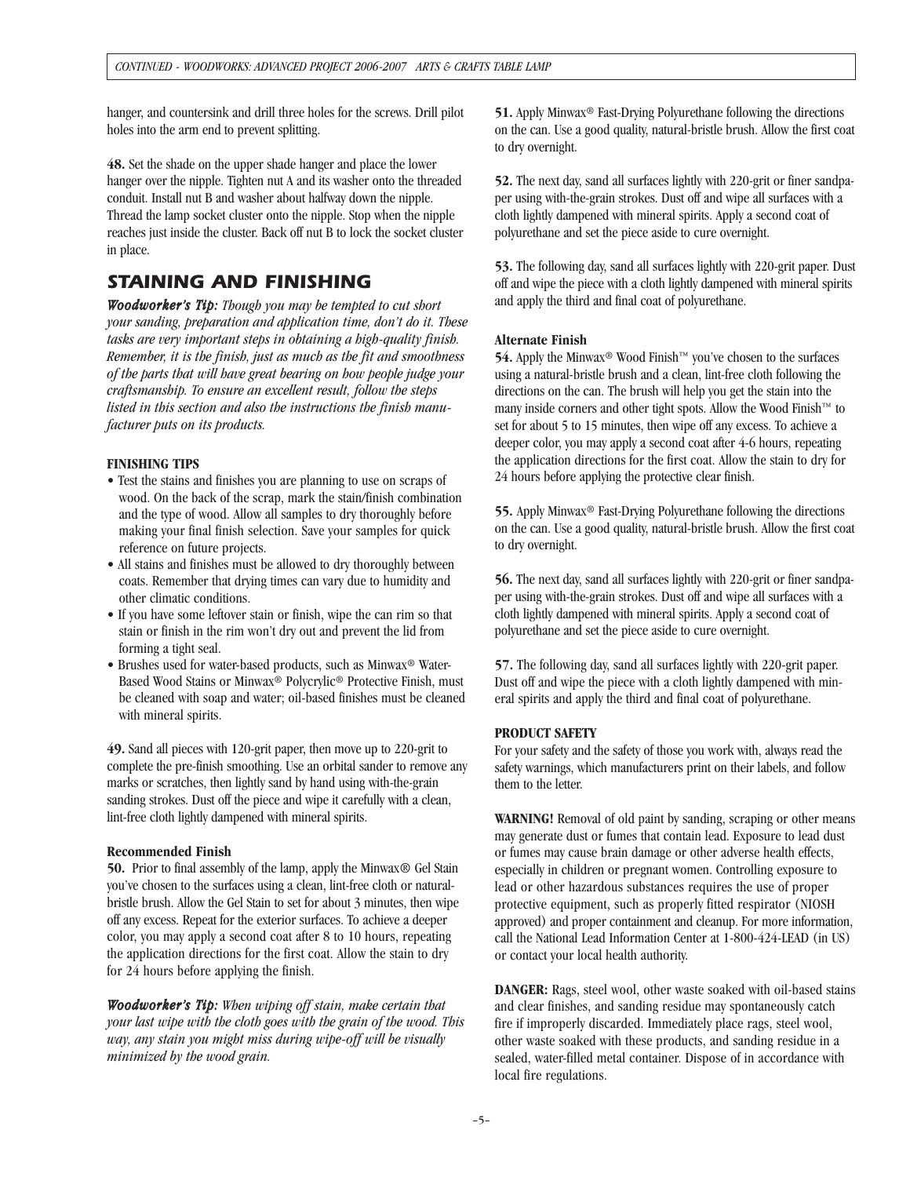hanger, and countersink and drill three holes for the screws. Drill pilot holes into the arm end to prevent splitting.

**48.** Set the shade on the upper shade hanger and place the lower hanger over the nipple. Tighten nut A and its washer onto the threaded conduit. Install nut B and washer about halfway down the nipple. Thread the lamp socket cluster onto the nipple. Stop when the nipple reaches just inside the cluster. Back off nut B to lock the socket cluster in place.

## STAINING AND FINISHING

***Woodworker's Tip:*** *Though you may be tempted to cut short your sanding, preparation and application time, don't do it. These tasks are very important steps in obtaining a high-quality finish. Remember, it is the finish, just as much as the fit and smoothness of the parts that will have great bearing on how people judge your craftsmanship. To ensure an excellent result, follow the steps listed in this section and also the instructions the finish manufacturer puts on its products.*

**FINISHING TIPS**

- Test the stains and finishes you are planning to use on scraps of wood. On the back of the scrap, mark the stain/finish combination and the type of wood. Allow all samples to dry thoroughly before making your final finish selection. Save your samples for quick reference on future projects.
- All stains and finishes must be allowed to dry thoroughly between coats. Remember that drying times can vary due to humidity and other climatic conditions.
- If you have some leftover stain or finish, wipe the can rim so that stain or finish in the rim won't dry out and prevent the lid from forming a tight seal.
- Brushes used for water-based products, such as Minwax® Water-Based Wood Stains or Minwax® Polycrylic® Protective Finish, must be cleaned with soap and water; oil-based finishes must be cleaned with mineral spirits.

**49.** Sand all pieces with 120-grit paper, then move up to 220-grit to complete the pre-finish smoothing. Use an orbital sander to remove any marks or scratches, then lightly sand by hand using with-the-grain sanding strokes. Dust off the piece and wipe it carefully with a clean, lint-free cloth lightly dampened with mineral spirits.

**Recommended Finish**

**50.** Prior to final assembly of the lamp, apply the Minwax® Gel Stain you've chosen to the surfaces using a clean, lint-free cloth or natural-bristle brush. Allow the Gel Stain to set for about 3 minutes, then wipe off any excess. Repeat for the exterior surfaces. To achieve a deeper color, you may apply a second coat after 8 to 10 hours, repeating the application directions for the first coat. Allow the stain to dry for 24 hours before applying the finish.

***Woodworker's Tip:*** *When wiping off stain, make certain that your last wipe with the cloth goes with the grain of the wood. This way, any stain you might miss during wipe-off will be visually minimized by the wood grain.*

**51.** Apply Minwax® Fast-Drying Polyurethane following the directions on the can. Use a good quality, natural-bristle brush. Allow the first coat to dry overnight.

**52.** The next day, sand all surfaces lightly with 220-grit or finer sandpaper using with-the-grain strokes. Dust off and wipe all surfaces with a cloth lightly dampened with mineral spirits. Apply a second coat of polyurethane and set the piece aside to cure overnight.

**53.** The following day, sand all surfaces lightly with 220-grit paper. Dust off and wipe the piece with a cloth lightly dampened with mineral spirits and apply the third and final coat of polyurethane.

**Alternate Finish**

**54.** Apply the Minwax® Wood Finish™ you've chosen to the surfaces using a natural-bristle brush and a clean, lint-free cloth following the directions on the can. The brush will help you get the stain into the many inside corners and other tight spots. Allow the Wood Finish™ to set for about 5 to 15 minutes, then wipe off any excess. To achieve a deeper color, you may apply a second coat after 4-6 hours, repeating the application directions for the first coat. Allow the stain to dry for 24 hours before applying the protective clear finish.

**55.** Apply Minwax® Fast-Drying Polyurethane following the directions on the can. Use a good quality, natural-bristle brush. Allow the first coat to dry overnight.

**56.** The next day, sand all surfaces lightly with 220-grit or finer sandpaper using with-the-grain strokes. Dust off and wipe all surfaces with a cloth lightly dampened with mineral spirits. Apply a second coat of polyurethane and set the piece aside to cure overnight.

**57.** The following day, sand all surfaces lightly with 220-grit paper. Dust off and wipe the piece with a cloth lightly dampened with mineral spirits and apply the third and final coat of polyurethane.

**PRODUCT SAFETY**

For your safety and the safety of those you work with, always read the safety warnings, which manufacturers print on their labels, and follow them to the letter.

**WARNING!** Removal of old paint by sanding, scraping or other means may generate dust or fumes that contain lead. Exposure to lead dust or fumes may cause brain damage or other adverse health effects, especially in children or pregnant women. Controlling exposure to lead or other hazardous substances requires the use of proper protective equipment, such as properly fitted respirator (NIOSH approved) and proper containment and cleanup. For more information, call the National Lead Information Center at 1-800-424-LEAD (in US) or contact your local health authority.

**DANGER:** Rags, steel wool, other waste soaked with oil-based stains and clear finishes, and sanding residue may spontaneously catch fire if improperly discarded. Immediately place rags, steel wool, other waste soaked with these products, and sanding residue in a sealed, water-filled metal container. Dispose of in accordance with local fire regulations.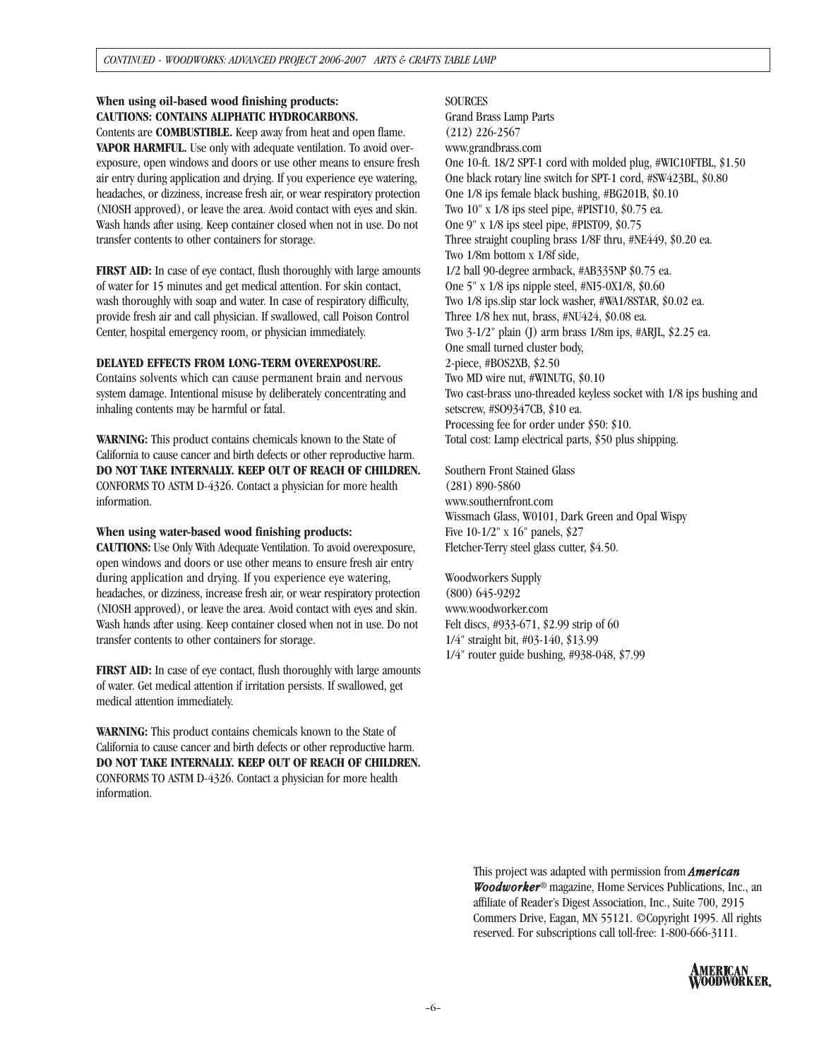**When using oil-based wood finishing products:**
**CAUTIONS: CONTAINS ALIPHATIC HYDROCARBONS.**
Contents are **COMBUSTIBLE.** Keep away from heat and open flame. **VAPOR HARMFUL.** Use only with adequate ventilation. To avoid overexposure, open windows and doors or use other means to ensure fresh air entry during application and drying. If you experience eye watering, headaches, or dizziness, increase fresh air, or wear respiratory protection (NIOSH approved), or leave the area. Avoid contact with eyes and skin. Wash hands after using. Keep container closed when not in use. Do not transfer contents to other containers for storage.

**FIRST AID:** In case of eye contact, flush thoroughly with large amounts of water for 15 minutes and get medical attention. For skin contact, wash thoroughly with soap and water. In case of respiratory difficulty, provide fresh air and call physician. If swallowed, call Poison Control Center, hospital emergency room, or physician immediately.

**DELAYED EFFECTS FROM LONG-TERM OVEREXPOSURE.**
Contains solvents which can cause permanent brain and nervous system damage. Intentional misuse by deliberately concentrating and inhaling contents may be harmful or fatal.

**WARNING:** This product contains chemicals known to the State of California to cause cancer and birth defects or other reproductive harm. **DO NOT TAKE INTERNALLY. KEEP OUT OF REACH OF CHILDREN.** CONFORMS TO ASTM D-4326. Contact a physician for more health information.

**When using water-based wood finishing products:**
**CAUTIONS:** Use Only With Adequate Ventilation. To avoid overexposure, open windows and doors or use other means to ensure fresh air entry during application and drying. If you experience eye watering, headaches, or dizziness, increase fresh air, or wear respiratory protection (NIOSH approved), or leave the area. Avoid contact with eyes and skin. Wash hands after using. Keep container closed when not in use. Do not transfer contents to other containers for storage.

**FIRST AID:** In case of eye contact, flush thoroughly with large amounts of water. Get medical attention if irritation persists. If swallowed, get medical attention immediately.

**WARNING:** This product contains chemicals known to the State of California to cause cancer and birth defects or other reproductive harm. **DO NOT TAKE INTERNALLY. KEEP OUT OF REACH OF CHILDREN.** CONFORMS TO ASTM D-4326. Contact a physician for more health information.

SOURCES

Grand Brass Lamp Parts
(212) 226-2567
www.grandbrass.com
One 10-ft. 18/2 SPT-1 cord with molded plug, #WIC10FTBL, $1.50
One black rotary line switch for SPT-1 cord, #SW423BL, $0.80
One 1/8 ips female black bushing, #BG201B, $0.10
Two 10" x 1/8 ips steel pipe, #PIST10, $0.75 ea.
One 9" x 1/8 ips steel pipe, #PIST09, $0.75
Three straight coupling brass 1/8F thru, #NE449, $0.20 ea.
Two 1/8m bottom x 1/8f side,
1/2 ball 90-degree armback, #AB335NP $0.75 ea.
One 5" x 1/8 ips nipple steel, #NI5-0X1/8, $0.60
Two 1/8 ips.slip star lock washer, #WA1/8STAR, $0.02 ea.
Three 1/8 hex nut, brass, #NU424, $0.08 ea.
Two 3-1/2" plain (J) arm brass 1/8m ips, #ARJL, $2.25 ea.
One small turned cluster body,
2-piece, #BOS2XB, $2.50
Two MD wire nut, #WINUTG, $0.10
Two cast-brass uno-threaded keyless socket with 1/8 ips bushing and setscrew, #SO9347CB, $10 ea.
Processing fee for order under $50: $10.
Total cost: Lamp electrical parts, $50 plus shipping.

Southern Front Stained Glass
(281) 890-5860
www.southernfront.com
Wissmach Glass, W0101, Dark Green and Opal Wispy
Five 10-1/2" x 16" panels, $27
Fletcher-Terry steel glass cutter, $4.50.

Woodworkers Supply
(800) 645-9292
www.woodworker.com
Felt discs, #933-671, $2.99 strip of 60
1/4" straight bit, #03-140, $13.99
1/4" router guide bushing, #938-048, $7.99

This project was adapted with permission from ***American Woodworker***® magazine, Home Services Publications, Inc., an affiliate of Reader's Digest Association, Inc., Suite 700, 2915 Commers Drive, Eagan, MN 55121. ©Copyright 1995. All rights reserved. For subscriptions call toll-free: 1-800-666-3111.

AMERICAN WOODWORKER.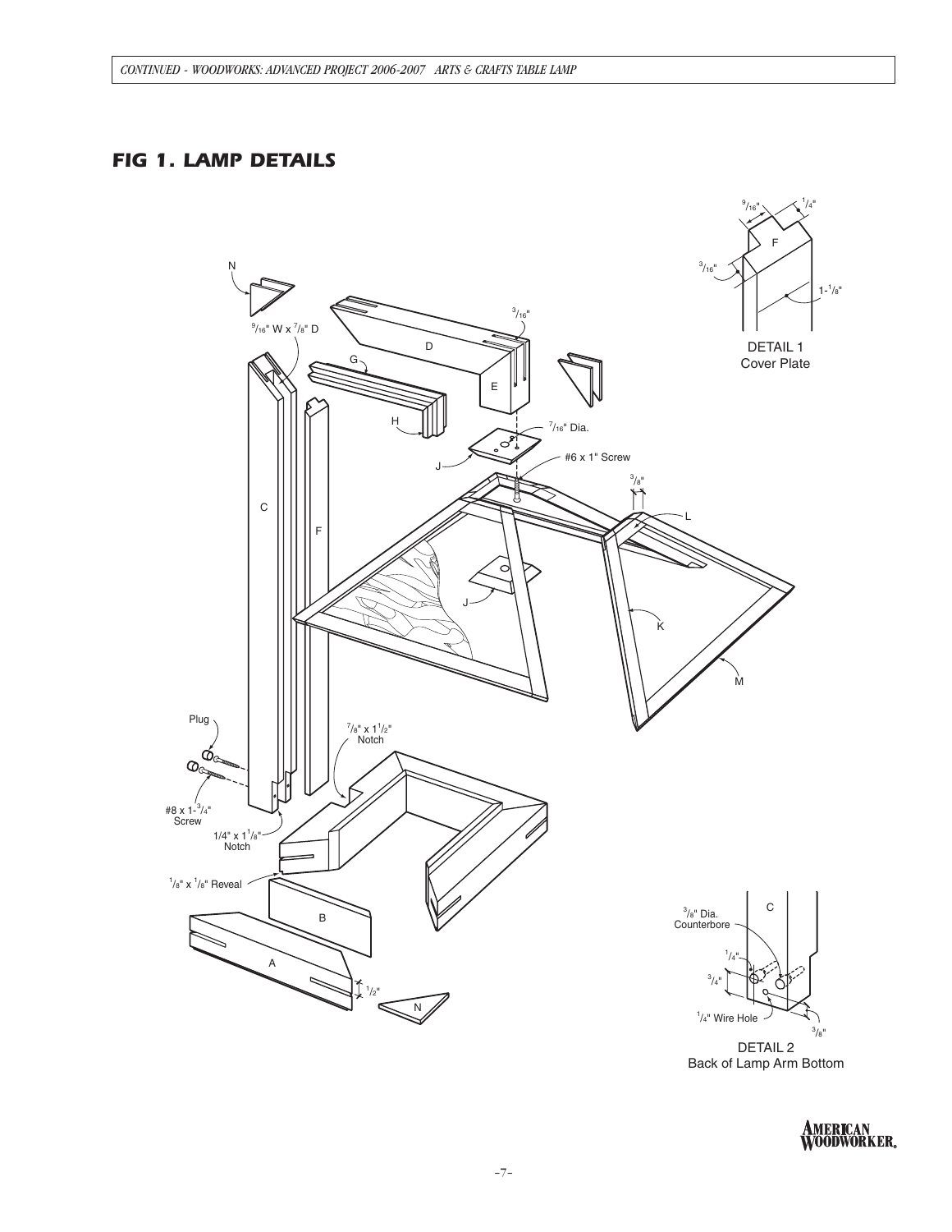## FIG 1. LAMP DETAILS

DETAIL 1
Cover Plate

DETAIL 2
Back of Lamp Arm Bottom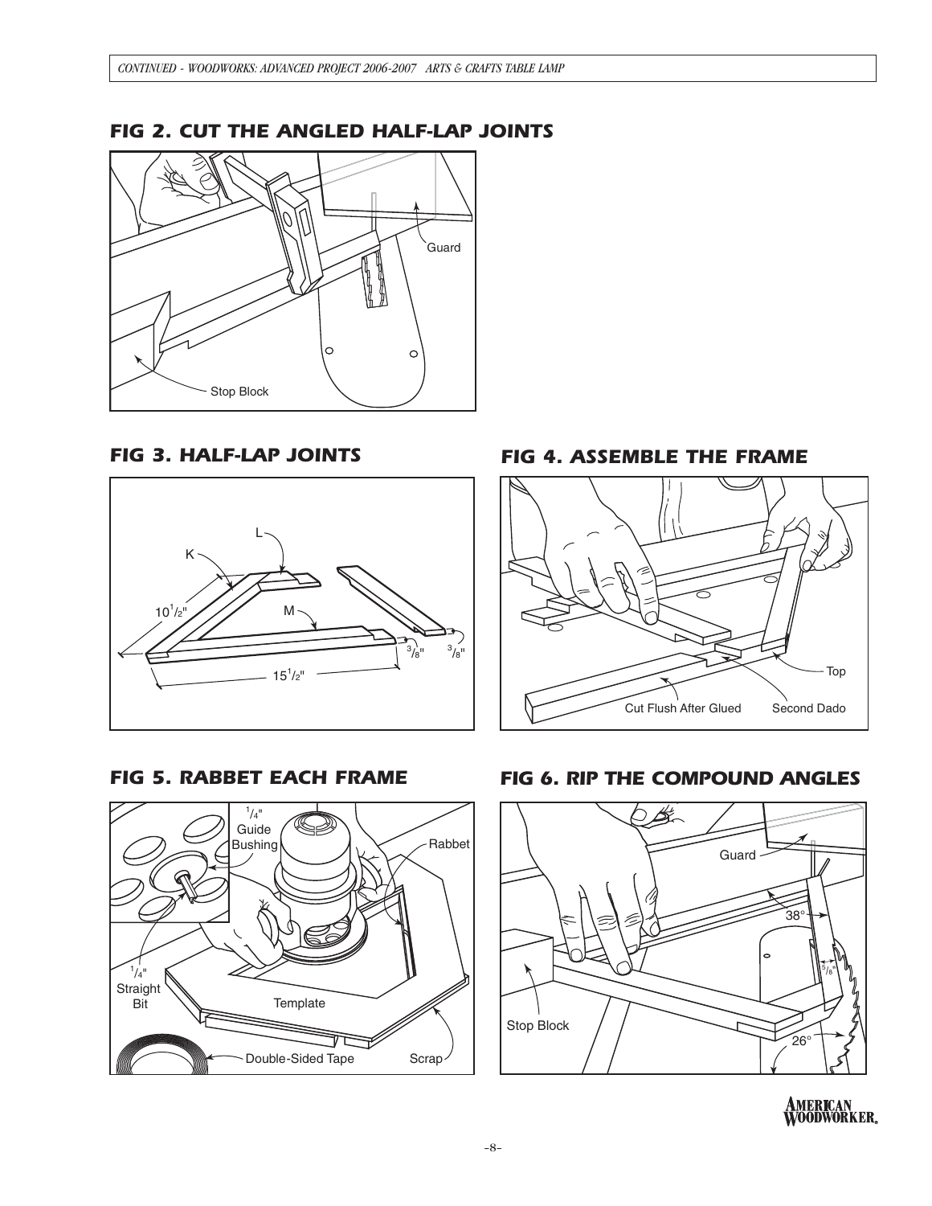## FIG 2. CUT THE ANGLED HALF-LAP JOINTS

Guard

Stop Block

## FIG 3. HALF-LAP JOINTS

L

K

M

$10\frac{1}{2}$"

$15\frac{1}{2}$"

$\frac{3}{8}$"

$\frac{3}{8}$"

## FIG 4. ASSEMBLE THE FRAME

Top

Cut Flush After Glued

Second Dado

## FIG 5. RABBET EACH FRAME

$\frac{1}{4}$" Guide Bushing

Rabbet

$\frac{1}{4}$" Straight Bit

Template

Double-Sided Tape

Scrap

## FIG 6. RIP THE COMPOUND ANGLES

Guard

38°

$\frac{5}{8}$"

Stop Block

26°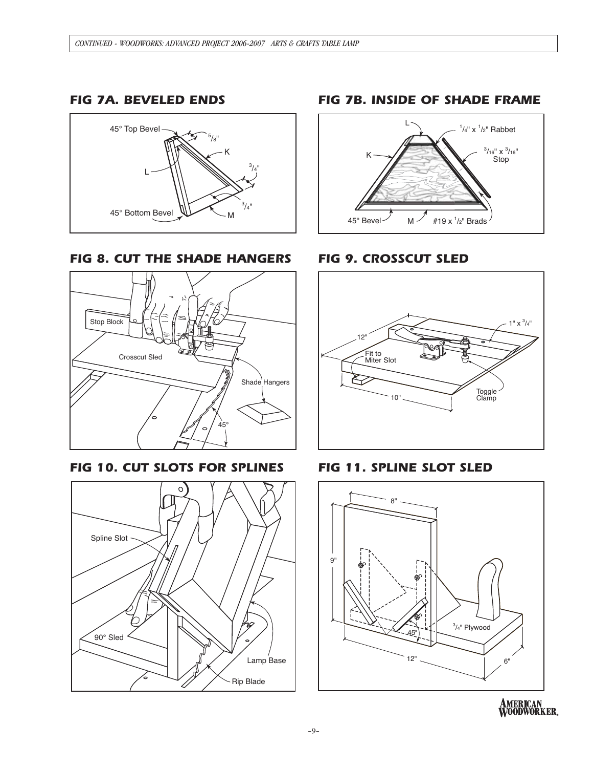## FIG 7A. BEVELED ENDS

45° Top Bevel

$^5/_8$"

K

L

$^3/_4$"

$^3/_4$"

45° Bottom Bevel

M

## FIG 7B. INSIDE OF SHADE FRAME

L

$^1/_4$" x $^1/_2$" Rabbet

K

$^3/_{16}$" x $^3/_{16}$" Stop

45° Bevel

M

#19 x $^1/_2$" Brads

## FIG 8. CUT THE SHADE HANGERS

Stop Block

Crosscut Sled

Shade Hangers

45°

## FIG 9. CROSSCUT SLED

12"

1" x $^3/_4$"

Fit to Miter Slot

Toggle Clamp

10"

## FIG 10. CUT SLOTS FOR SPLINES

Spline Slot

90° Sled

Lamp Base

Rip Blade

## FIG 11. SPLINE SLOT SLED

8"

9"

$^3/_4$" Plywood

45°

12"

6"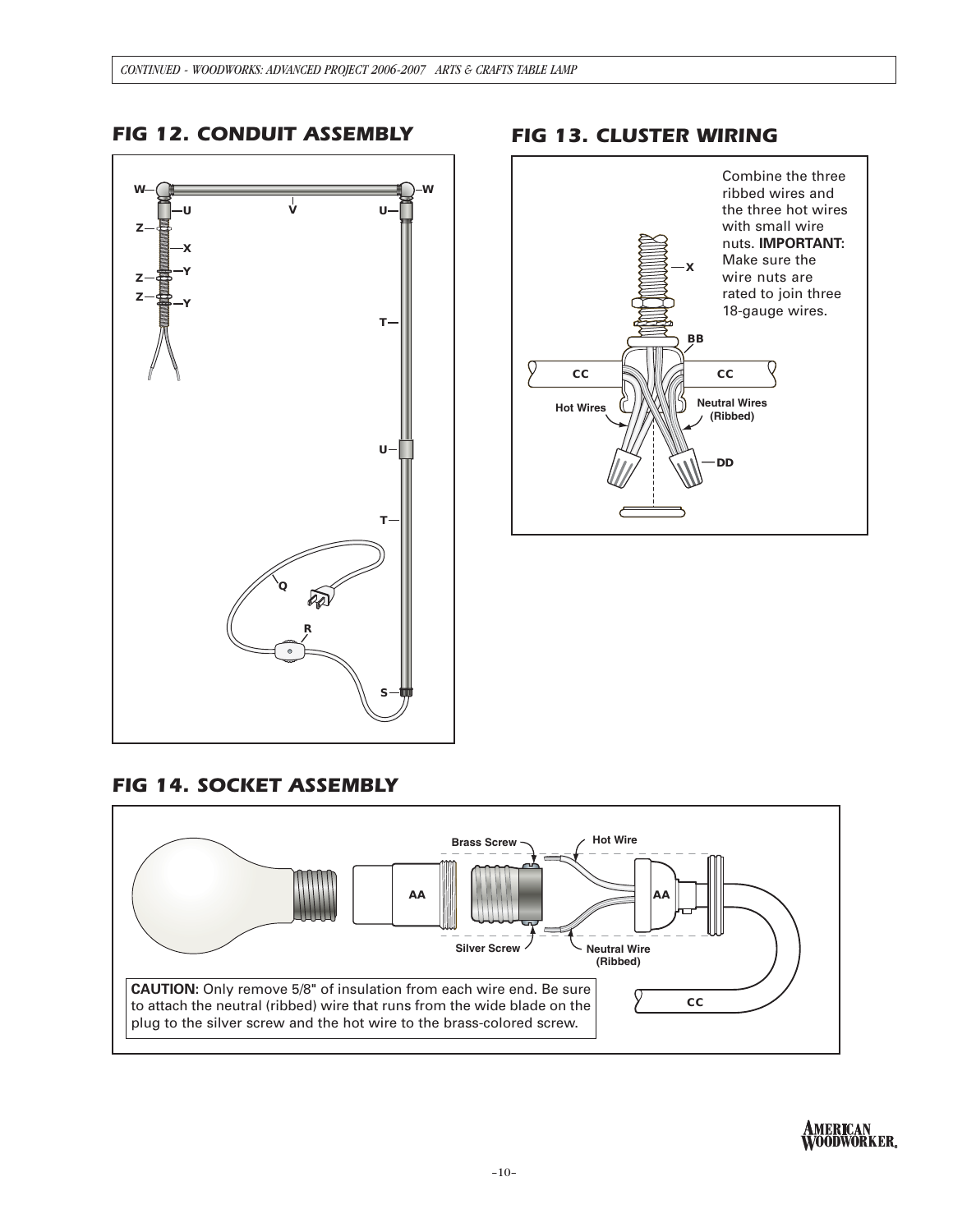## FIG 12. CONDUIT ASSEMBLY

## FIG 13. CLUSTER WIRING

Combine the three ribbed wires and the three hot wires with small wire nuts. **IMPORTANT:** Make sure the wire nuts are rated to join three 18-gauge wires.

## FIG 14. SOCKET ASSEMBLY

**CAUTION:** Only remove 5/8" of insulation from each wire end. Be sure to attach the neutral (ribbed) wire that runs from the wide blade on the plug to the silver screw and the hot wire to the brass-colored screw.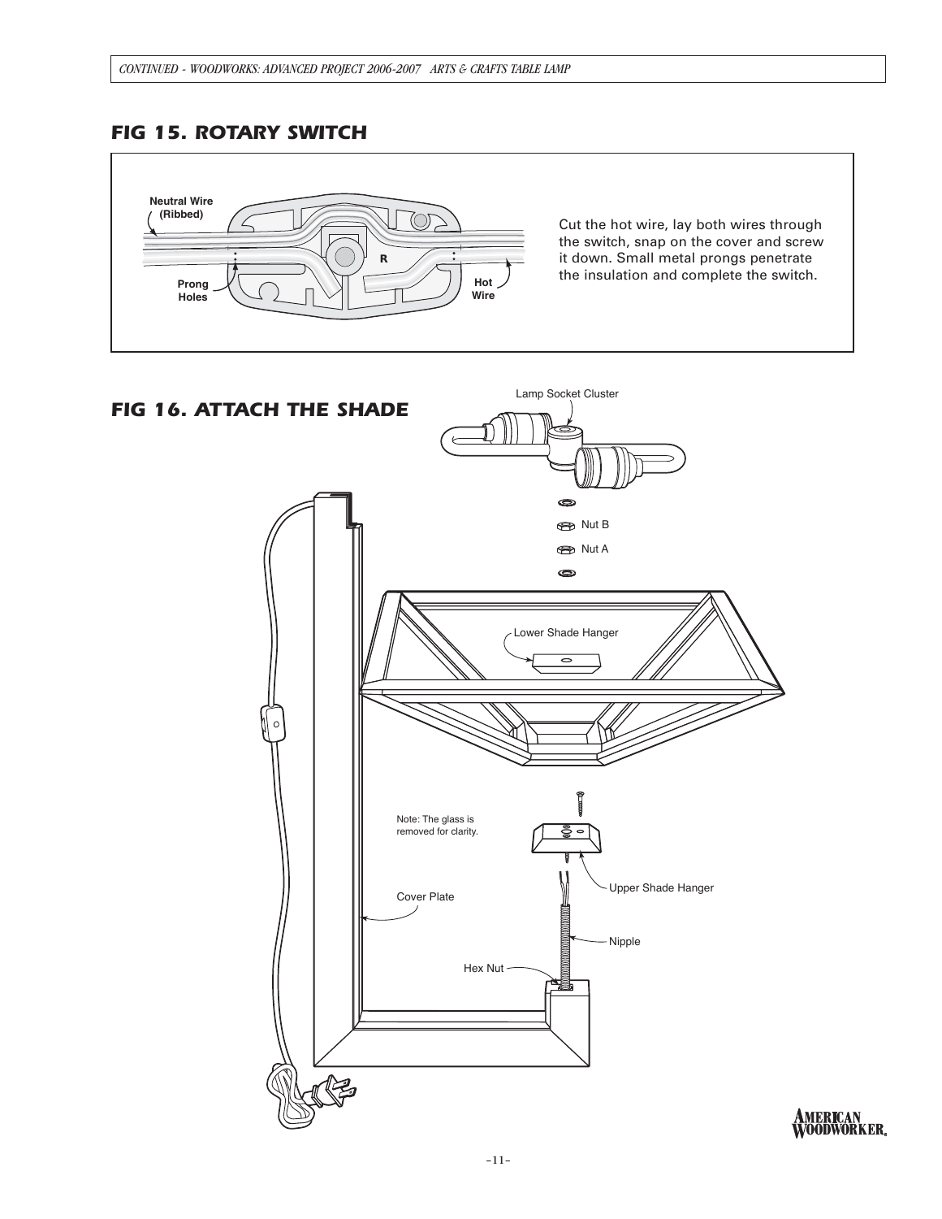## FIG 15. ROTARY SWITCH

Neutral Wire (Ribbed)

Prong Holes

R

Hot Wire

Cut the hot wire, lay both wires through the switch, snap on the cover and screw it down. Small metal prongs penetrate the insulation and complete the switch.

## FIG 16. ATTACH THE SHADE

Lamp Socket Cluster

Nut B

Nut A

Lower Shade Hanger

Note: The glass is removed for clarity.

Upper Shade Hanger

Cover Plate

Nipple

Hex Nut